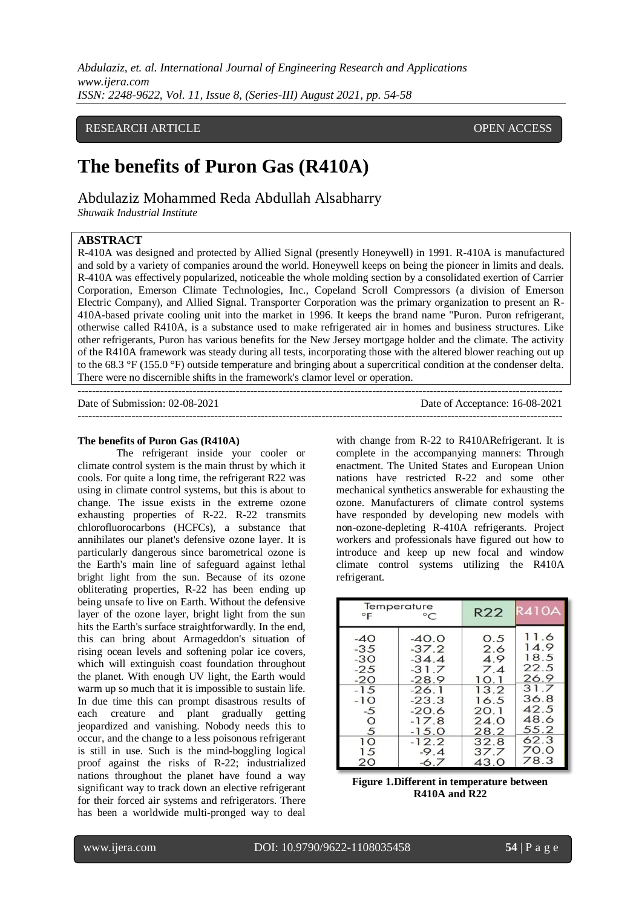RESEARCH ARTICLE OPEN ACCESS

# The benefits of Puron Gas (R410A)

Abdulaziz Mohammed Reda Abdullah Alsabharry

*Shuwaik Industrial Institute*

**ABSTRACT**

R-410A was designed and protected by Allied Signal (presently Honeywell) in 1991. R-410A is manufactured and sold by a variety of companies around the world. Honeywell keeps on being the pioneer in limits and deals. R-410A was effectively popularized, noticeable the whole molding section by a consolidated exertion of Carrier Corporation, Emerson Climate Technologies, Inc., Copeland Scroll Compressors (a division of Emerson Electric Company), and Allied Signal. Transporter Corporation was the primary organization to present an R-410A-based private cooling unit into the market in 1996. It keeps the brand name "Puron. Puron refrigerant, otherwise called R410A, is a substance used to make refrigerated air in homes and business structures. Like other refrigerants, Puron has various benefits for the New Jersey mortgage holder and the climate. The activity of the R410A framework was steady during all tests, incorporating those with the altered blower reaching out up to the 68.3 °F (155.0 °F) outside temperature and bringing about a supercritical condition at the condenser delta. There were no discernible shifts in the framework's clamor level or operation.

Date of Submission: 02-08-2021 Date of Acceptance: 16-08-2021

**The benefits of Puron Gas (R410A)**

The refrigerant inside your cooler or climate control system is the main thrust by which it cools. For quite a long time, the refrigerant R22 was using in climate control systems, but this is about to change. The issue exists in the extreme ozone exhausting properties of R-22. R-22 transmits chlorofluorocarbons (HCFCs), a substance that annihilates our planet's defensive ozone layer. It is particularly dangerous since barometrical ozone is the Earth's main line of safeguard against lethal bright light from the sun. Because of its ozone obliterating properties, R-22 has been ending up being unsafe to live on Earth. Without the defensive layer of the ozone layer, bright light from the sun hits the Earth's surface straightforwardly. In the end, this can bring about Armageddon's situation of rising ocean levels and softening polar ice covers, which will extinguish coast foundation throughout the planet. With enough UV light, the Earth would warm up so much that it is impossible to sustain life. In due time this can prompt disastrous results of each creature and plant gradually getting jeopardized and vanishing. Nobody needs this to occur, and the change to a less poisonous refrigerant is still in use. Such is the mind-boggling logical proof against the risks of R-22; industrialized nations throughout the planet have found a way significant way to track down an elective refrigerant for their forced air systems and refrigerators. There has been a worldwide multi-pronged way to deal with change from R-22 to R410ARefrigerant. It is complete in the accompanying manners: Through enactment. The United States and European Union nations have restricted R-22 and some other mechanical synthetics answerable for exhausting the ozone. Manufacturers of climate control systems have responded by developing new models with non-ozone-depleting R-410A refrigerants. Project workers and professionals have figured out how to introduce and keep up new focal and window climate control systems utilizing the R410A refrigerant.

| Temperature °F | °C | R22 | R410A |
|---|---|---|---|
| -40 | -40.0 | 0.5 | 11.6 |
| -35 | -37.2 | 2.6 | 14.9 |
| -30 | -34.4 | 4.9 | 18.5 |
| -25 | -31.7 | 7.4 | 22.5 |
| -20 | -28.9 | 10.1 | 26.9 |
| -15 | -26.1 | 13.2 | 31.7 |
| -10 | -23.3 | 16.5 | 36.8 |
| -5 | -20.6 | 20.1 | 42.5 |
| 0 | -17.8 | 24.0 | 48.6 |
| 5 | -15.0 | 28.2 | 55.2 |
| 10 | -12.2 | 32.8 | 62.3 |
| 15 | -9.4 | 37.7 | 70.0 |
| 20 | -6.7 | 43.0 | 78.3 |

**Figure 1.Different in temperature between R410A and R22**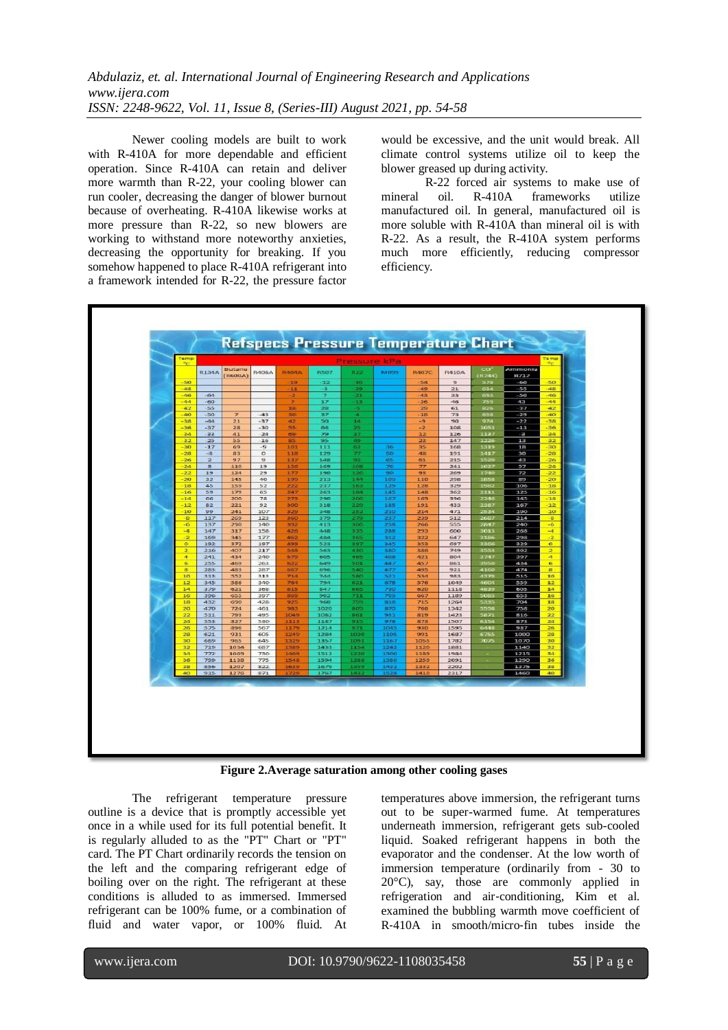Newer cooling models are built to work with R-410A for more dependable and efficient operation. Since R-410A can retain and deliver more warmth than R-22, your cooling blower can run cooler, decreasing the danger of blower burnout because of overheating. R-410A likewise works at more pressure than R-22, so new blowers are working to withstand more noteworthy anxieties, decreasing the opportunity for breaking. If you somehow happened to place R-410A refrigerant into a framework intended for R-22, the pressure factor would be excessive, and the unit would break. All climate control systems utilize oil to keep the blower greased up during activity.

R-22 forced air systems to make use of mineral oil. R-410A frameworks utilize manufactured oil. In general, manufactured oil is more soluble with R-410A than mineral oil is with R-22. As a result, the R-410A system performs much more efficiently, reducing compressor efficiency.

**Refspecs Pressure Temperature Chart**

| Temp °C | R134A | Butane (R600A) | R406A | R404A | R507 | R22 | MH99 | R407C | R410A | $CO_2$ (R744) | Ammonia R717 | Temp °C |
|---|---|---|---|---|---|---|---|---|---|---|---|---|
| | Pressure kPa | | | | | | | | | | | |
| -50 | | | | -19 | -32 | -36 | | -54 | 9 | 578 | -60 | -50 |
| -48 | | | | -11 | -3 | -29 | | -49 | 21 | 634 | -55 | -48 |
| -46 | -64 | | | -2 | 7 | -21 | | -43 | 33 | 693 | -50 | -46 |
| -44 | -60 | | | 7 | 17 | -13 | | -36 | 46 | 759 | -43 | -44 |
| -42 | -55 | | | 16 | 28 | -5 | | -29 | 61 | 826 | -37 | -42 |
| -40 | -50 | 7 | -43 | 30 | 37 | 4 | | -18 | 73 | 893 | -29 | -40 |
| -38 | -44 | 21 | -37 | 42 | 50 | 14 | | -9 | 90 | 974 | -22 | -38 |
| -36 | -37 | 28 | -30 | 55 | 64 | 25 | | -2 | 108 | 1053 | -13 | -36 |
| -34 | -33 | 41 | -24 | 69 | 79 | 37 | | 12 | 126 | 1137 | -3 | -34 |
| -32 | -25 | 55 | -16 | 85 | 95 | 49 | | 23 | 147 | 1226 | 13 | -32 |
| -30 | -17 | 69 | -9 | 101 | 111 | 63 | 36 | 35 | 168 | 1319 | 18 | -30 |
| -28 | -8 | 83 | 0 | 118 | 129 | 77 | 50 | 48 | 191 | 1417 | 30 | -28 |
| -26 | 2 | 97 | 9 | 137 | 148 | 92 | 65 | 61 | 215 | 1520 | 43 | -26 |
| -24 | 8 | 110 | 19 | 156 | 169 | 108 | 76 | 77 | 241 | 1627 | 57 | -24 |
| -22 | 19 | 124 | 29 | 177 | 190 | 126 | 90 | 93 | 269 | 1740 | 72 | -22 |
| -20 | 32 | 145 | 40 | 199 | 213 | 144 | 109 | 110 | 298 | 1858 | 89 | -20 |
| -18 | 45 | 159 | 52 | 222 | 237 | 163 | 125 | 128 | 329 | 1982 | 106 | -18 |
| -16 | 59 | 179 | 65 | 247 | 263 | 184 | 145 | 148 | 362 | 2111 | 125 | -16 |
| -14 | 66 | 200 | 78 | 273 | 290 | 206 | 167 | 169 | 396 | 2246 | 145 | -14 |
| -12 | 82 | 221 | 92 | 300 | 318 | 229 | 185 | 191 | 433 | 2387 | 167 | -12 |
| -10 | 99 | 241 | 107 | 329 | 348 | 252 | 210 | 214 | 471 | 2534 | 190 | -10 |
| -8 | 117 | 269 | 123 | 360 | 379 | 279 | 237 | 239 | 512 | 2687 | 214 | -8 |
| -6 | 137 | 290 | 140 | 392 | 413 | 306 | 258 | 266 | 555 | 2847 | 240 | -6 |
| -4 | 147 | 317 | 158 | 426 | 448 | 335 | 288 | 293 | 600 | 3013 | 268 | -4 |
| -2 | 169 | 345 | 177 | 462 | 484 | 365 | 312 | 322 | 647 | 3186 | 298 | -2 |
| 0 | 192 | 372 | 197 | 499 | 523 | 397 | 345 | 353 | 697 | 3366 | 329 | 0 |
| 2 | 216 | 407 | 217 | 538 | 563 | 430 | 380 | 386 | 749 | 3553 | 362 | 2 |
| 4 | 241 | 434 | 240 | 579 | 605 | 465 | 408 | 421 | 804 | 3747 | 397 | 4 |
| 6 | 255 | 469 | 263 | 622 | 649 | 501 | 447 | 457 | 861 | 3950 | 434 | 6 |
| 8 | 283 | 483 | 287 | 667 | 696 | 540 | 477 | 495 | 921 | 4160 | 474 | 8 |
| 10 | 313 | 553 | 313 | 714 | 744 | 580 | 523 | 534 | 983 | 4378 | 515 | 10 |
| 12 | 345 | 586 | 340 | 764 | 794 | 621 | 678 | 576 | 1049 | 4604 | 559 | 12 |
| 14 | 379 | 621 | 368 | 815 | 847 | 665 | 730 | 620 | 1118 | 4839 | 605 | 14 |
| 16 | 396 | 655 | 397 | 869 | 902 | 711 | 789 | 667 | 1189 | 5083 | 653 | 16 |
| 18 | 432 | 690 | 428 | 925 | 960 | 759 | 818 | 715 | 1264 | 5335 | 704 | 18 |
| 20 | 470 | 724 | 461 | 983 | 1020 | 805 | 870 | 766 | 1342 | 5598 | 758 | 20 |
| 22 | 511 | 793 | 495 | 1049 | 1082 | 861 | 913 | 819 | 1425 | 5871 | 816 | 22 |
| 24 | 553 | 827 | 530 | 1113 | 1147 | 915 | 978 | 878 | 1507 | 6154 | 871 | 24 |
| 26 | 575 | 896 | 567 | 1179 | 1214 | 971 | 1045 | 930 | 1595 | 6448 | 937 | 26 |
| 28 | 621 | 931 | 605 | 1249 | 1284 | 1030 | 1105 | 991 | 1687 | 6755 | 1000 | 28 |
| 30 | 669 | 965 | 645 | 1329 | 1357 | 1091 | 1167 | 1055 | 1782 | 7075 | 1070 | 30 |
| 32 | 739 | 1034 | 687 | 1389 | 1433 | 1154 | 1242 | 1120 | 1881 | - | 1140 | 32 |
| 34 | 772 | 1069 | 730 | 1469 | 1513 | 1220 | 1306 | 1189 | 1984 | - | 1215 | 34 |
| 36 | 799 | 1138 | 775 | 1548 | 1594 | 1288 | 1380 | 1259 | 2091 | - | 1290 | 36 |
| 38 | 856 | 1207 | 822 | 1629 | 1679 | 1359 | 1433 | 1332 | 2202 | - | 1375 | 38 |
| 40 | 915 | 1276 | 871 | 1729 | 1767 | 1432 | 1528 | 1410 | 2317 | - | 1460 | 40 |

**Figure 2.Average saturation among other cooling gases**

The refrigerant temperature pressure outline is a device that is promptly accessible yet once in a while used for its full potential benefit. It is regularly alluded to as the "PT" Chart or "PT" card. The PT Chart ordinarily records the tension on the left and the comparing refrigerant edge of boiling over on the right. The refrigerant at these conditions is alluded to as immersed. Immersed refrigerant can be 100% fume, or a combination of fluid and water vapor, or 100% fluid. At temperatures above immersion, the refrigerant turns out to be super-warmed fume. At temperatures underneath immersion, refrigerant gets sub-cooled liquid. Soaked refrigerant happens in both the evaporator and the condenser. At the low worth of immersion temperature (ordinarily from - 30 to 20°C), say, those are commonly applied in refrigeration and air-conditioning, Kim et al. examined the bubbling warmth move coefficient of R-410A in smooth/micro-fin tubes inside the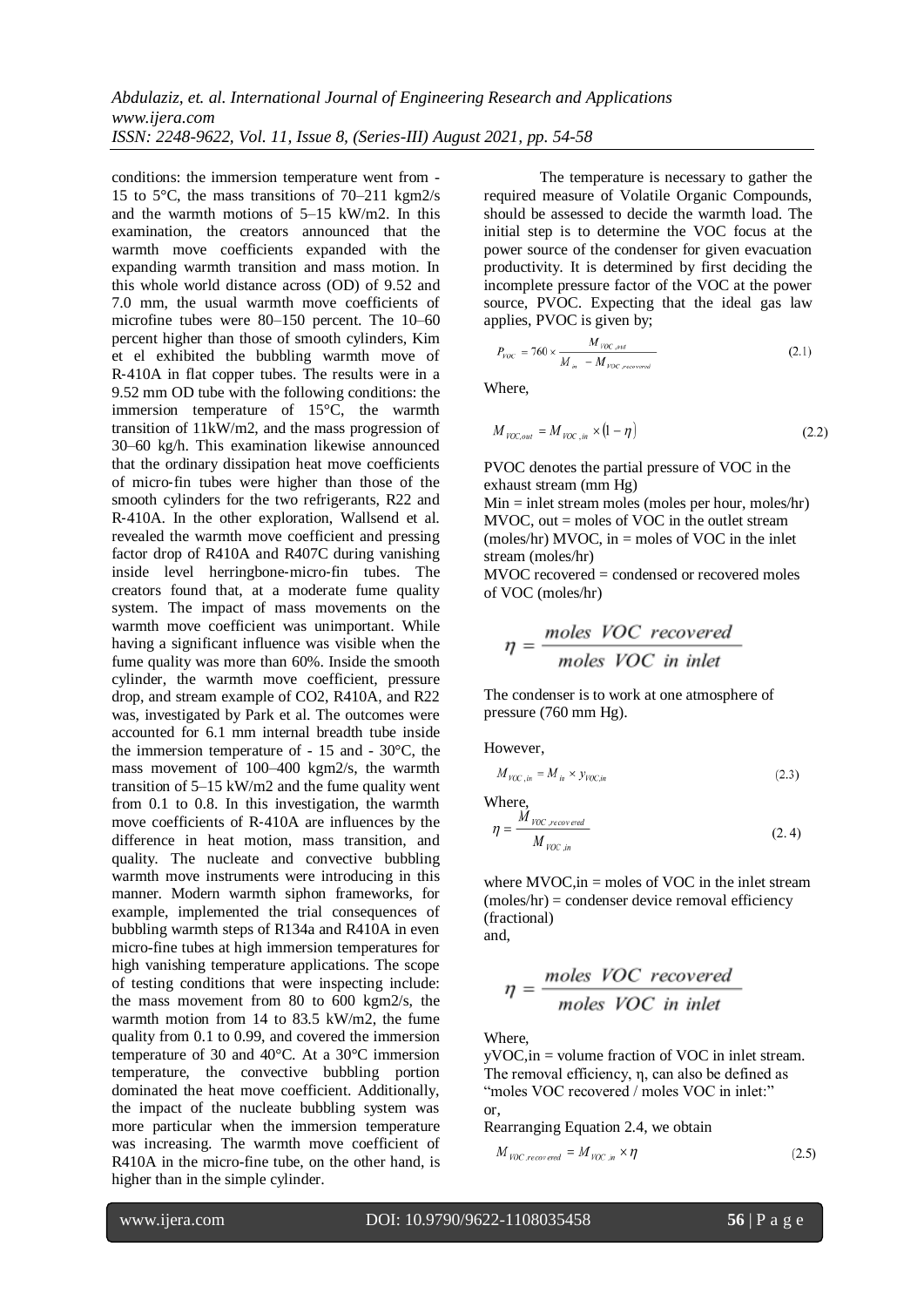conditions: the immersion temperature went from -15 to 5°C, the mass transitions of 70–211 kgm2/s and the warmth motions of 5–15 kW/m2. In this examination, the creators announced that the warmth move coefficients expanded with the expanding warmth transition and mass motion. In this whole world distance across (OD) of 9.52 and 7.0 mm, the usual warmth move coefficients of microfine tubes were 80–150 percent. The 10–60 percent higher than those of smooth cylinders, Kim et el exhibited the bubbling warmth move of R-410A in flat copper tubes. The results were in a 9.52 mm OD tube with the following conditions: the immersion temperature of 15°C, the warmth transition of 11kW/m2, and the mass progression of 30–60 kg/h. This examination likewise announced that the ordinary dissipation heat move coefficients of micro-fin tubes were higher than those of the smooth cylinders for the two refrigerants, R22 and R-410A. In the other exploration, Wallsend et al. revealed the warmth move coefficient and pressing factor drop of R410A and R407C during vanishing inside level herringbone-micro-fin tubes. The creators found that, at a moderate fume quality system. The impact of mass movements on the warmth move coefficient was unimportant. While having a significant influence was visible when the fume quality was more than 60%. Inside the smooth cylinder, the warmth move coefficient, pressure drop, and stream example of CO2, R410A, and R22 was, investigated by Park et al. The outcomes were accounted for 6.1 mm internal breadth tube inside the immersion temperature of - 15 and - 30°C, the mass movement of 100–400 kgm2/s, the warmth transition of 5–15 kW/m2 and the fume quality went from 0.1 to 0.8. In this investigation, the warmth move coefficients of R-410A are influences by the difference in heat motion, mass transition, and quality. The nucleate and convective bubbling warmth move instruments were introducing in this manner. Modern warmth siphon frameworks, for example, implemented the trial consequences of bubbling warmth steps of R134a and R410A in even micro-fine tubes at high immersion temperatures for high vanishing temperature applications. The scope of testing conditions that were inspecting include: the mass movement from 80 to 600 kgm2/s, the warmth motion from 14 to 83.5 kW/m2, the fume quality from 0.1 to 0.99, and covered the immersion temperature of 30 and 40°C. At a 30°C immersion temperature, the convective bubbling portion dominated the heat move coefficient. Additionally, the impact of the nucleate bubbling system was more particular when the immersion temperature was increasing. The warmth move coefficient of R410A in the micro-fine tube, on the other hand, is higher than in the simple cylinder.

The temperature is necessary to gather the required measure of Volatile Organic Compounds, should be assessed to decide the warmth load. The initial step is to determine the VOC focus at the power source of the condenser for given evacuation productivity. It is determined by first deciding the incomplete pressure factor of the VOC at the power source, PVOC. Expecting that the ideal gas law applies, PVOC is given by;

$$P_{VOC} = 760 \times \frac{M_{VOC,out}}{M_{in} - M_{VOC,recovered}} \tag{2.1}$$

Where,

$$M_{VOC,out} = M_{VOC,in} \times (1 - \eta) \tag{2.2}$$

PVOC denotes the partial pressure of VOC in the exhaust stream (mm Hg)

Min = inlet stream moles (moles per hour, moles/hr)
MVOC, out = moles of VOC in the outlet stream (moles/hr) MVOC, in = moles of VOC in the inlet stream (moles/hr)
MVOC recovered = condensed or recovered moles of VOC (moles/hr)

$$\eta = \frac{moles\ VOC\ recovered}{moles\ VOC\ in\ inlet}$$

The condenser is to work at one atmosphere of pressure (760 mm Hg).

However,

$$M_{VOC,in} = M_{in} \times y_{VOC,in} \tag{2.3}$$

Where,

$$\eta = \frac{M_{VOC,recovered}}{M_{VOC,in}} \tag{2.4}$$

where MVOC,in = moles of VOC in the inlet stream (moles/hr) = condenser device removal efficiency (fractional)
and,

$$\eta = \frac{moles\ VOC\ recovered}{moles\ VOC\ in\ inlet}$$

Where,
yVOC,in = volume fraction of VOC in inlet stream.
The removal efficiency, η, can also be defined as "moles VOC recovered / moles VOC in inlet:"
or,
Rearranging Equation 2.4, we obtain

$$M_{VOC,recovered} = M_{VOC,in} \times \eta \tag{2.5}$$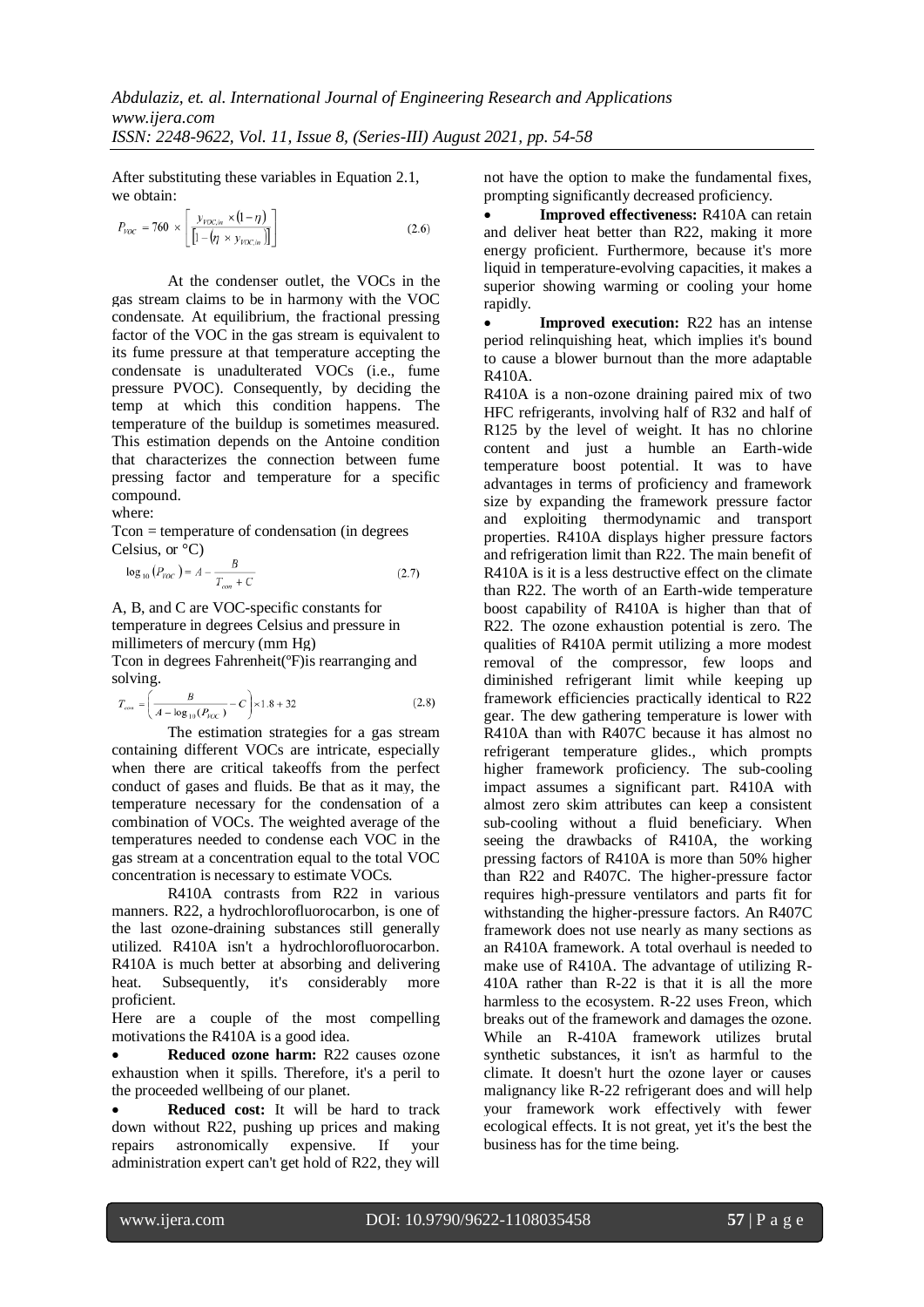After substituting these variables in Equation 2.1, we obtain:

$$P_{VOC} = 760 \times \left[ \frac{y_{VOC,in} \times (1-\eta)}{[1-(\eta \times y_{VOC,in})]} \right] \tag{2.6}$$

At the condenser outlet, the VOCs in the gas stream claims to be in harmony with the VOC condensate. At equilibrium, the fractional pressing factor of the VOC in the gas stream is equivalent to its fume pressure at that temperature accepting the condensate is unadulterated VOCs (i.e., fume pressure PVOC). Consequently, by deciding the temp at which this condition happens. The temperature of the buildup is sometimes measured. This estimation depends on the Antoine condition that characterizes the connection between fume pressing factor and temperature for a specific compound.

where:

Tcon = temperature of condensation (in degrees Celsius, or °C)

$$\log_{10}(P_{VOC}) = A - \frac{B}{T_{con} + C} \tag{2.7}$$

A, B, and C are VOC-specific constants for temperature in degrees Celsius and pressure in millimeters of mercury (mm Hg)

Tcon in degrees Fahrenheit(°F)is rearranging and solving.

$$T_{con} = \left( \frac{B}{A - \log_{10}(P_{VOC})} - C \right) \times 1.8 + 32 \tag{2.8}$$

The estimation strategies for a gas stream containing different VOCs are intricate, especially when there are critical takeoffs from the perfect conduct of gases and fluids. Be that as it may, the temperature necessary for the condensation of a combination of VOCs. The weighted average of the temperatures needed to condense each VOC in the gas stream at a concentration equal to the total VOC concentration is necessary to estimate VOCs.

R410A contrasts from R22 in various manners. R22, a hydrochlorofluorocarbon, is one of the last ozone-draining substances still generally utilized. R410A isn't a hydrochlorofluorocarbon. R410A is much better at absorbing and delivering heat. Subsequently, it's considerably more proficient.

Here are a couple of the most compelling motivations the R410A is a good idea.

- **Reduced ozone harm:** R22 causes ozone exhaustion when it spills. Therefore, it's a peril to the proceeded wellbeing of our planet.
- **Reduced cost:** It will be hard to track down without R22, pushing up prices and making repairs astronomically expensive. If your administration expert can't get hold of R22, they will not have the option to make the fundamental fixes, prompting significantly decreased proficiency.
- **Improved effectiveness:** R410A can retain and deliver heat better than R22, making it more energy proficient. Furthermore, because it's more liquid in temperature-evolving capacities, it makes a superior showing warming or cooling your home rapidly.
- **Improved execution:** R22 has an intense period relinquishing heat, which implies it's bound to cause a blower burnout than the more adaptable R410A.

R410A is a non-ozone draining paired mix of two HFC refrigerants, involving half of R32 and half of R125 by the level of weight. It has no chlorine content and just a humble an Earth-wide temperature boost potential. It was to have advantages in terms of proficiency and framework size by expanding the framework pressure factor and exploiting thermodynamic and transport properties. R410A displays higher pressure factors and refrigeration limit than R22. The main benefit of R410A is it is a less destructive effect on the climate than R22. The worth of an Earth-wide temperature boost capability of R410A is higher than that of R22. The ozone exhaustion potential is zero. The qualities of R410A permit utilizing a more modest removal of the compressor, few loops and diminished refrigerant limit while keeping up framework efficiencies practically identical to R22 gear. The dew gathering temperature is lower with R410A than with R407C because it has almost no refrigerant temperature glides., which prompts higher framework proficiency. The sub-cooling impact assumes a significant part. R410A with almost zero skim attributes can keep a consistent sub-cooling without a fluid beneficiary. When seeing the drawbacks of R410A, the working pressing factors of R410A is more than 50% higher than R22 and R407C. The higher-pressure factor requires high-pressure ventilators and parts fit for withstanding the higher-pressure factors. An R407C framework does not use nearly as many sections as an R410A framework. A total overhaul is needed to make use of R410A. The advantage of utilizing R-410A rather than R-22 is that it is all the more harmless to the ecosystem. R-22 uses Freon, which breaks out of the framework and damages the ozone. While an R-410A framework utilizes brutal synthetic substances, it isn't as harmful to the climate. It doesn't hurt the ozone layer or causes malignancy like R-22 refrigerant does and will help your framework work effectively with fewer ecological effects. It is not great, yet it's the best the business has for the time being.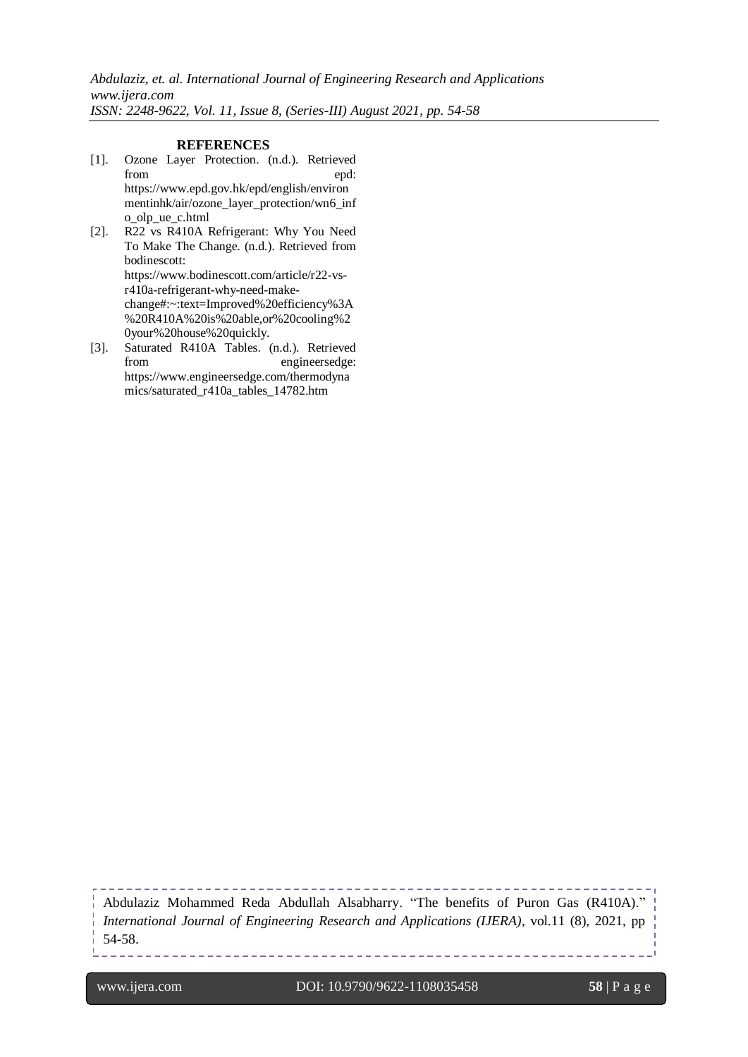## REFERENCES

[1]. Ozone Layer Protection. (n.d.). Retrieved from epd: https://www.epd.gov.hk/epd/english/environmentinhk/air/ozone_layer_protection/wn6_info_olp_ue_c.html

[2]. R22 vs R410A Refrigerant: Why You Need To Make The Change. (n.d.). Retrieved from bodinescott: https://www.bodinescott.com/article/r22-vs-r410a-refrigerant-why-need-make-change#:~:text=Improved%20efficiency%3A%20R410A%20is%20able,or%20cooling%20your%20house%20quickly.

[3]. Saturated R410A Tables. (n.d.). Retrieved from engineersedge: https://www.engineersedge.com/thermodynamics/saturated_r410a_tables_14782.htm

Abdulaziz Mohammed Reda Abdullah Alsabharry. "The benefits of Puron Gas (R410A)." *International Journal of Engineering Research and Applications (IJERA)*, vol.11 (8), 2021, pp 54-58.